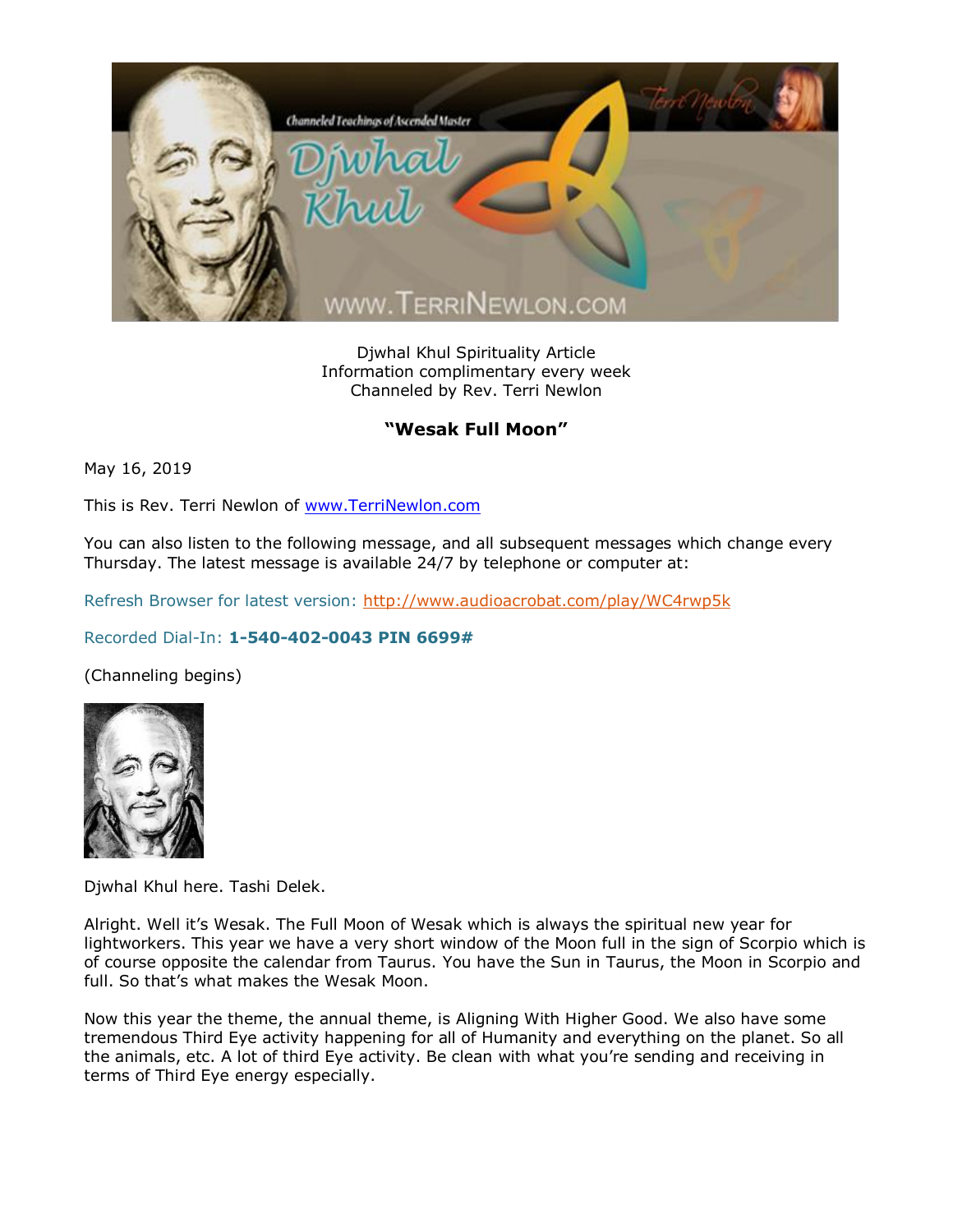Djwhal Khul Spirituality Article
Information complimentary every week
Channeled by Rev. Terri Newlon

**"Wesak Full Moon"**

May 16, 2019

This is Rev. Terri Newlon of www.TerriNewlon.com

You can also listen to the following message, and all subsequent messages which change every Thursday. The latest message is available 24/7 by telephone or computer at:

Refresh Browser for latest version: http://www.audioacrobat.com/play/WC4rwp5k

Recorded Dial-In: **1-540-402-0043 PIN 6699#**

(Channeling begins)

Djwhal Khul here. Tashi Delek.

Alright. Well it's Wesak. The Full Moon of Wesak which is always the spiritual new year for lightworkers. This year we have a very short window of the Moon full in the sign of Scorpio which is of course opposite the calendar from Taurus. You have the Sun in Taurus, the Moon in Scorpio and full. So that's what makes the Wesak Moon.

Now this year the theme, the annual theme, is Aligning With Higher Good. We also have some tremendous Third Eye activity happening for all of Humanity and everything on the planet. So all the animals, etc. A lot of third Eye activity. Be clean with what you're sending and receiving in terms of Third Eye energy especially.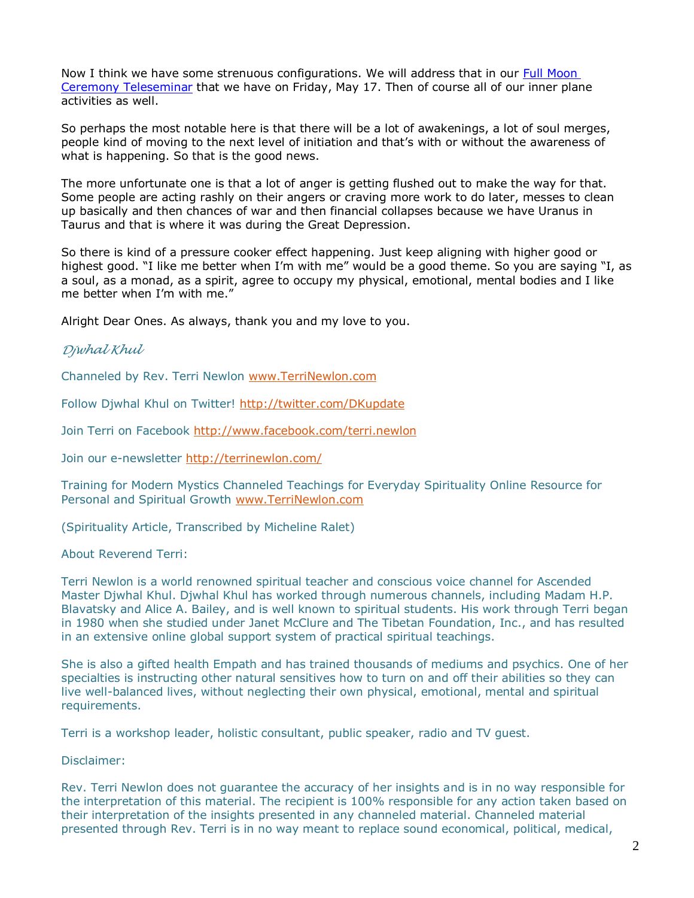Now I think we have some strenuous configurations. We will address that in our [Full Moon Ceremony Teleseminar]() that we have on Friday, May 17. Then of course all of our inner plane activities as well.

So perhaps the most notable here is that there will be a lot of awakenings, a lot of soul merges, people kind of moving to the next level of initiation and that's with or without the awareness of what is happening. So that is the good news.

The more unfortunate one is that a lot of anger is getting flushed out to make the way for that. Some people are acting rashly on their angers or craving more work to do later, messes to clean up basically and then chances of war and then financial collapses because we have Uranus in Taurus and that is where it was during the Great Depression.

So there is kind of a pressure cooker effect happening. Just keep aligning with higher good or highest good. "I like me better when I'm with me" would be a good theme. So you are saying "I, as a soul, as a monad, as a spirit, agree to occupy my physical, emotional, mental bodies and I like me better when I'm with me."

Alright Dear Ones. As always, thank you and my love to you.

*Djwhal Khul*

Channeled by Rev. Terri Newlon www.TerriNewlon.com

Follow Djwhal Khul on Twitter! http://twitter.com/DKupdate

Join Terri on Facebook http://www.facebook.com/terri.newlon

Join our e-newsletter http://terrinewlon.com/

Training for Modern Mystics Channeled Teachings for Everyday Spirituality Online Resource for Personal and Spiritual Growth www.TerriNewlon.com

(Spirituality Article, Transcribed by Micheline Ralet)

About Reverend Terri:

Terri Newlon is a world renowned spiritual teacher and conscious voice channel for Ascended Master Djwhal Khul. Djwhal Khul has worked through numerous channels, including Madam H.P. Blavatsky and Alice A. Bailey, and is well known to spiritual students. His work through Terri began in 1980 when she studied under Janet McClure and The Tibetan Foundation, Inc., and has resulted in an extensive online global support system of practical spiritual teachings.

She is also a gifted health Empath and has trained thousands of mediums and psychics. One of her specialties is instructing other natural sensitives how to turn on and off their abilities so they can live well-balanced lives, without neglecting their own physical, emotional, mental and spiritual requirements.

Terri is a workshop leader, holistic consultant, public speaker, radio and TV guest.

Disclaimer:

Rev. Terri Newlon does not guarantee the accuracy of her insights and is in no way responsible for the interpretation of this material. The recipient is 100% responsible for any action taken based on their interpretation of the insights presented in any channeled material. Channeled material presented through Rev. Terri is in no way meant to replace sound economical, political, medical,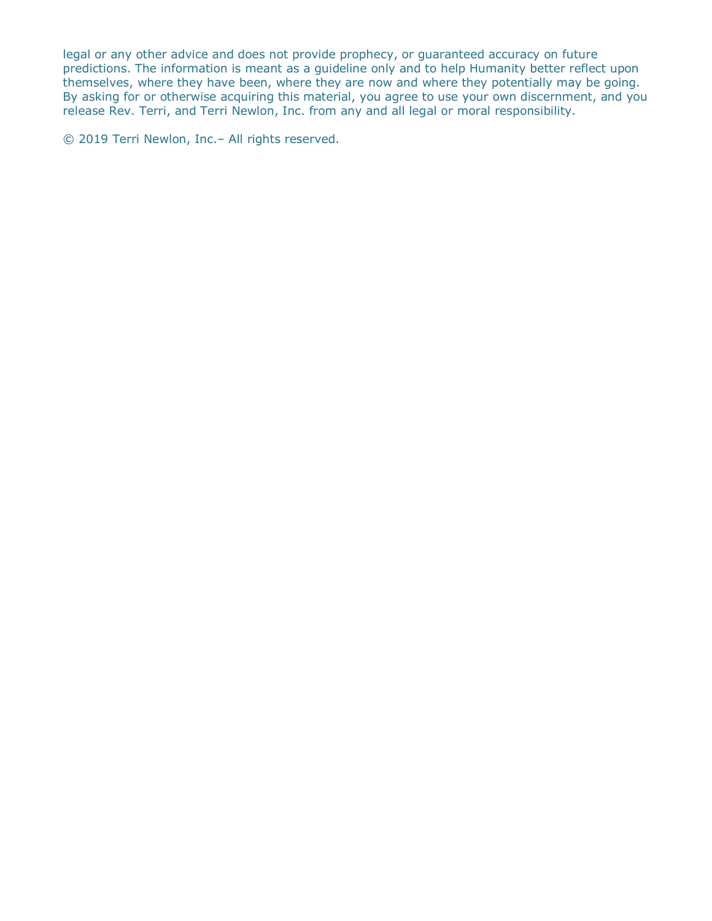legal or any other advice and does not provide prophecy, or guaranteed accuracy on future predictions. The information is meant as a guideline only and to help Humanity better reflect upon themselves, where they have been, where they are now and where they potentially may be going. By asking for or otherwise acquiring this material, you agree to use your own discernment, and you release Rev. Terri, and Terri Newlon, Inc. from any and all legal or moral responsibility.

© 2019 Terri Newlon, Inc.– All rights reserved.